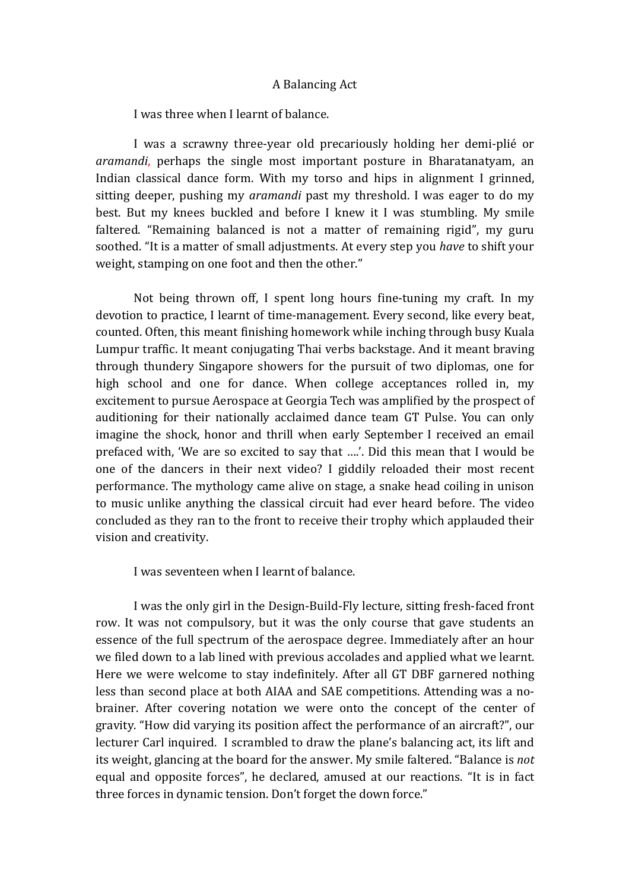# A Balancing Act

I was three when I learnt of balance.

I was a scrawny three-year old precariously holding her demi-plié or *aramandi*, perhaps the single most important posture in Bharatanatyam, an Indian classical dance form. With my torso and hips in alignment I grinned, sitting deeper, pushing my *aramandi* past my threshold. I was eager to do my best. But my knees buckled and before I knew it I was stumbling. My smile faltered. "Remaining balanced is not a matter of remaining rigid", my guru soothed. "It is a matter of small adjustments. At every step you *have* to shift your weight, stamping on one foot and then the other."

Not being thrown off, I spent long hours fine-tuning my craft. In my devotion to practice, I learnt of time-management. Every second, like every beat, counted. Often, this meant finishing homework while inching through busy Kuala Lumpur traffic. It meant conjugating Thai verbs backstage. And it meant braving through thundery Singapore showers for the pursuit of two diplomas, one for high school and one for dance. When college acceptances rolled in, my excitement to pursue Aerospace at Georgia Tech was amplified by the prospect of auditioning for their nationally acclaimed dance team GT Pulse. You can only imagine the shock, honor and thrill when early September I received an email prefaced with, 'We are so excited to say that ….'. Did this mean that I would be one of the dancers in their next video? I giddily reloaded their most recent performance. The mythology came alive on stage, a snake head coiling in unison to music unlike anything the classical circuit had ever heard before. The video concluded as they ran to the front to receive their trophy which applauded their vision and creativity.

I was seventeen when I learnt of balance.

I was the only girl in the Design-Build-Fly lecture, sitting fresh-faced front row. It was not compulsory, but it was the only course that gave students an essence of the full spectrum of the aerospace degree. Immediately after an hour we filed down to a lab lined with previous accolades and applied what we learnt. Here we were welcome to stay indefinitely. After all GT DBF garnered nothing less than second place at both AIAA and SAE competitions. Attending was a no-brainer. After covering notation we were onto the concept of the center of gravity. "How did varying its position affect the performance of an aircraft?", our lecturer Carl inquired. I scrambled to draw the plane's balancing act, its lift and its weight, glancing at the board for the answer. My smile faltered. "Balance is *not* equal and opposite forces", he declared, amused at our reactions. "It is in fact three forces in dynamic tension. Don't forget the down force."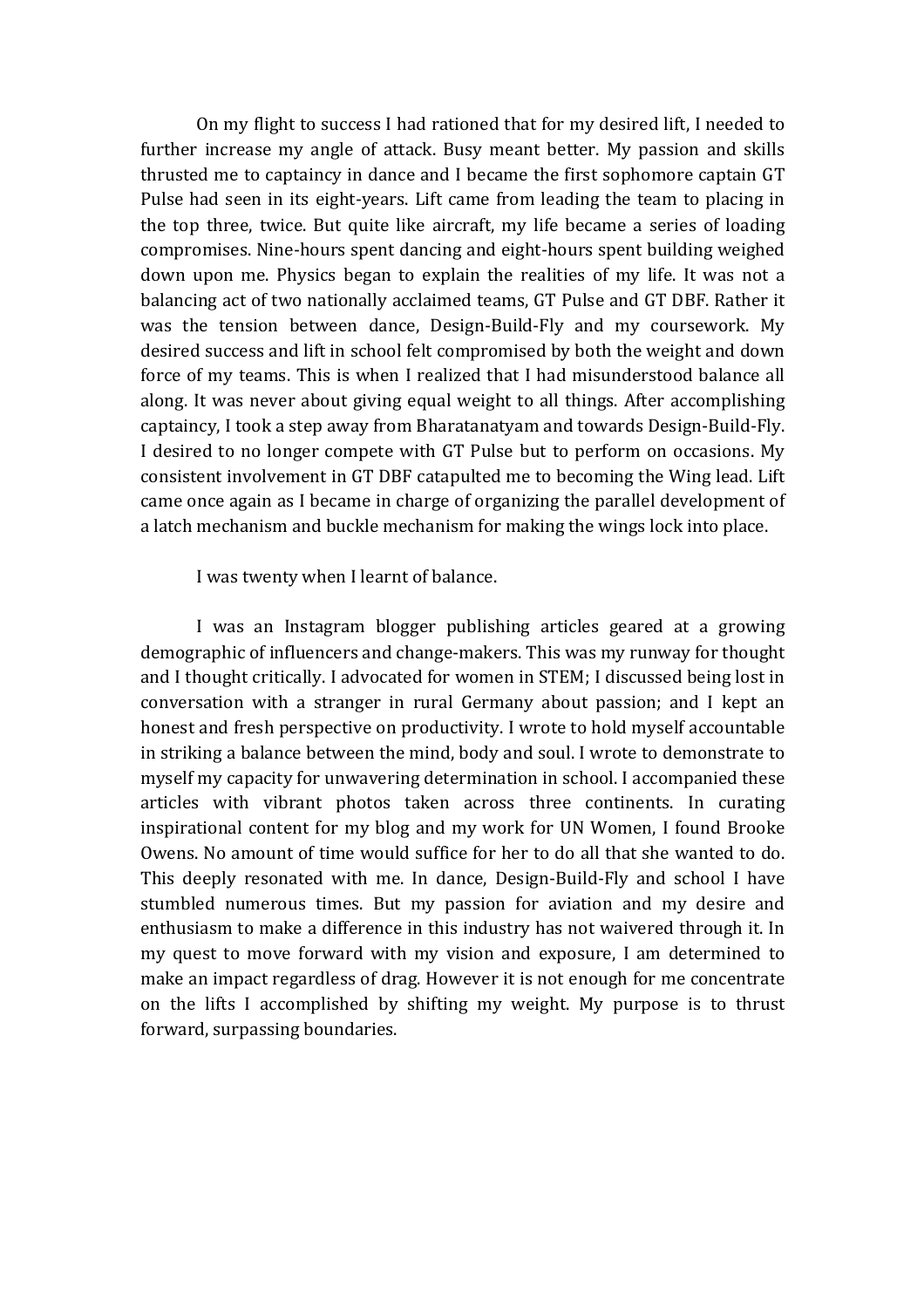On my flight to success I had rationed that for my desired lift, I needed to further increase my angle of attack. Busy meant better. My passion and skills thrusted me to captaincy in dance and I became the first sophomore captain GT Pulse had seen in its eight-years. Lift came from leading the team to placing in the top three, twice. But quite like aircraft, my life became a series of loading compromises. Nine-hours spent dancing and eight-hours spent building weighed down upon me. Physics began to explain the realities of my life. It was not a balancing act of two nationally acclaimed teams, GT Pulse and GT DBF. Rather it was the tension between dance, Design-Build-Fly and my coursework. My desired success and lift in school felt compromised by both the weight and down force of my teams. This is when I realized that I had misunderstood balance all along. It was never about giving equal weight to all things. After accomplishing captaincy, I took a step away from Bharatanatyam and towards Design-Build-Fly. I desired to no longer compete with GT Pulse but to perform on occasions. My consistent involvement in GT DBF catapulted me to becoming the Wing lead. Lift came once again as I became in charge of organizing the parallel development of a latch mechanism and buckle mechanism for making the wings lock into place.

I was twenty when I learnt of balance.

I was an Instagram blogger publishing articles geared at a growing demographic of influencers and change-makers. This was my runway for thought and I thought critically. I advocated for women in STEM; I discussed being lost in conversation with a stranger in rural Germany about passion; and I kept an honest and fresh perspective on productivity. I wrote to hold myself accountable in striking a balance between the mind, body and soul. I wrote to demonstrate to myself my capacity for unwavering determination in school. I accompanied these articles with vibrant photos taken across three continents. In curating inspirational content for my blog and my work for UN Women, I found Brooke Owens. No amount of time would suffice for her to do all that she wanted to do. This deeply resonated with me. In dance, Design-Build-Fly and school I have stumbled numerous times. But my passion for aviation and my desire and enthusiasm to make a difference in this industry has not waivered through it. In my quest to move forward with my vision and exposure, I am determined to make an impact regardless of drag. However it is not enough for me concentrate on the lifts I accomplished by shifting my weight. My purpose is to thrust forward, surpassing boundaries.